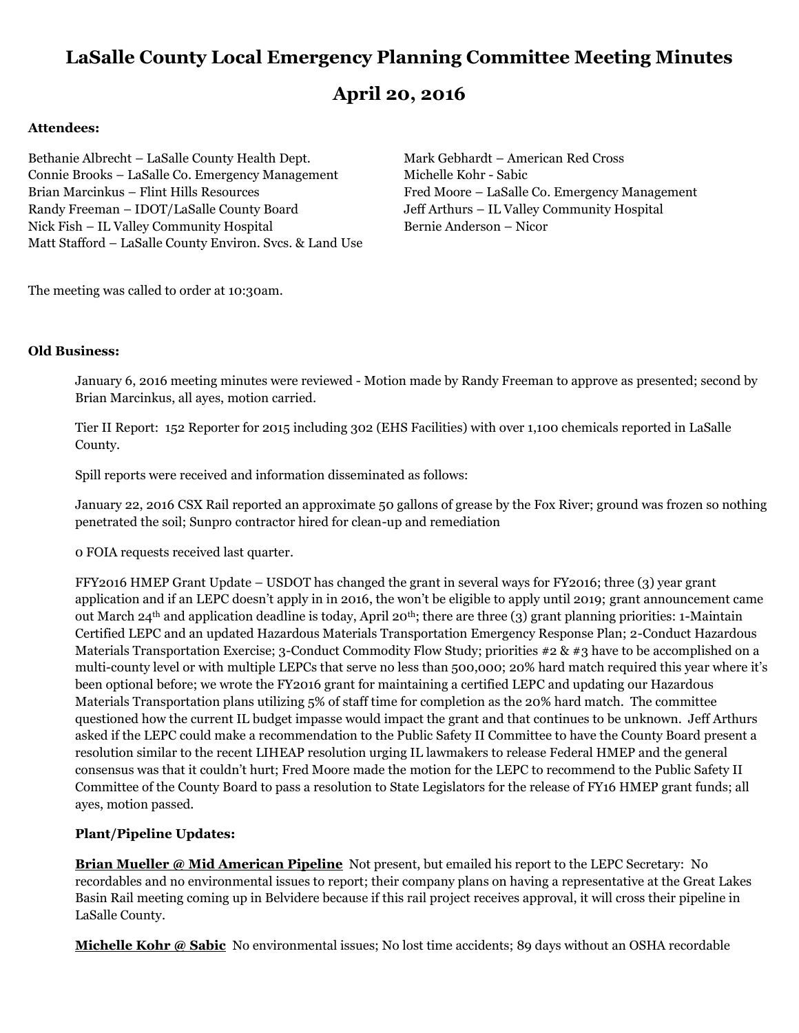# LaSalle County Local Emergency Planning Committee Meeting Minutes

## April 20, 2016

**Attendees:**

Bethanie Albrecht – LaSalle County Health Dept.
Connie Brooks – LaSalle Co. Emergency Management
Brian Marcinkus – Flint Hills Resources
Randy Freeman – IDOT/LaSalle County Board
Nick Fish – IL Valley Community Hospital
Matt Stafford – LaSalle County Environ. Svcs. & Land Use
Mark Gebhardt – American Red Cross
Michelle Kohr - Sabic
Fred Moore – LaSalle Co. Emergency Management
Jeff Arthurs – IL Valley Community Hospital
Bernie Anderson – Nicor

The meeting was called to order at 10:30am.

**Old Business:**

January 6, 2016 meeting minutes were reviewed - Motion made by Randy Freeman to approve as presented; second by Brian Marcinkus, all ayes, motion carried.

Tier II Report: 152 Reporter for 2015 including 302 (EHS Facilities) with over 1,100 chemicals reported in LaSalle County.

Spill reports were received and information disseminated as follows:

January 22, 2016 CSX Rail reported an approximate 50 gallons of grease by the Fox River; ground was frozen so nothing penetrated the soil; Sunpro contractor hired for clean-up and remediation

0 FOIA requests received last quarter.

FFY2016 HMEP Grant Update – USDOT has changed the grant in several ways for FY2016; three (3) year grant application and if an LEPC doesn't apply in in 2016, the won't be eligible to apply until 2019; grant announcement came out March 24th and application deadline is today, April 20th; there are three (3) grant planning priorities: 1-Maintain Certified LEPC and an updated Hazardous Materials Transportation Emergency Response Plan; 2-Conduct Hazardous Materials Transportation Exercise; 3-Conduct Commodity Flow Study; priorities #2 & #3 have to be accomplished on a multi-county level or with multiple LEPCs that serve no less than 500,000; 20% hard match required this year where it's been optional before; we wrote the FY2016 grant for maintaining a certified LEPC and updating our Hazardous Materials Transportation plans utilizing 5% of staff time for completion as the 20% hard match. The committee questioned how the current IL budget impasse would impact the grant and that continues to be unknown. Jeff Arthurs asked if the LEPC could make a recommendation to the Public Safety II Committee to have the County Board present a resolution similar to the recent LIHEAP resolution urging IL lawmakers to release Federal HMEP and the general consensus was that it couldn't hurt; Fred Moore made the motion for the LEPC to recommend to the Public Safety II Committee of the County Board to pass a resolution to State Legislators for the release of FY16 HMEP grant funds; all ayes, motion passed.

**Plant/Pipeline Updates:**

**Brian Mueller @ Mid American Pipeline** Not present, but emailed his report to the LEPC Secretary: No recordables and no environmental issues to report; their company plans on having a representative at the Great Lakes Basin Rail meeting coming up in Belvidere because if this rail project receives approval, it will cross their pipeline in LaSalle County.

**Michelle Kohr @ Sabic** No environmental issues; No lost time accidents; 89 days without an OSHA recordable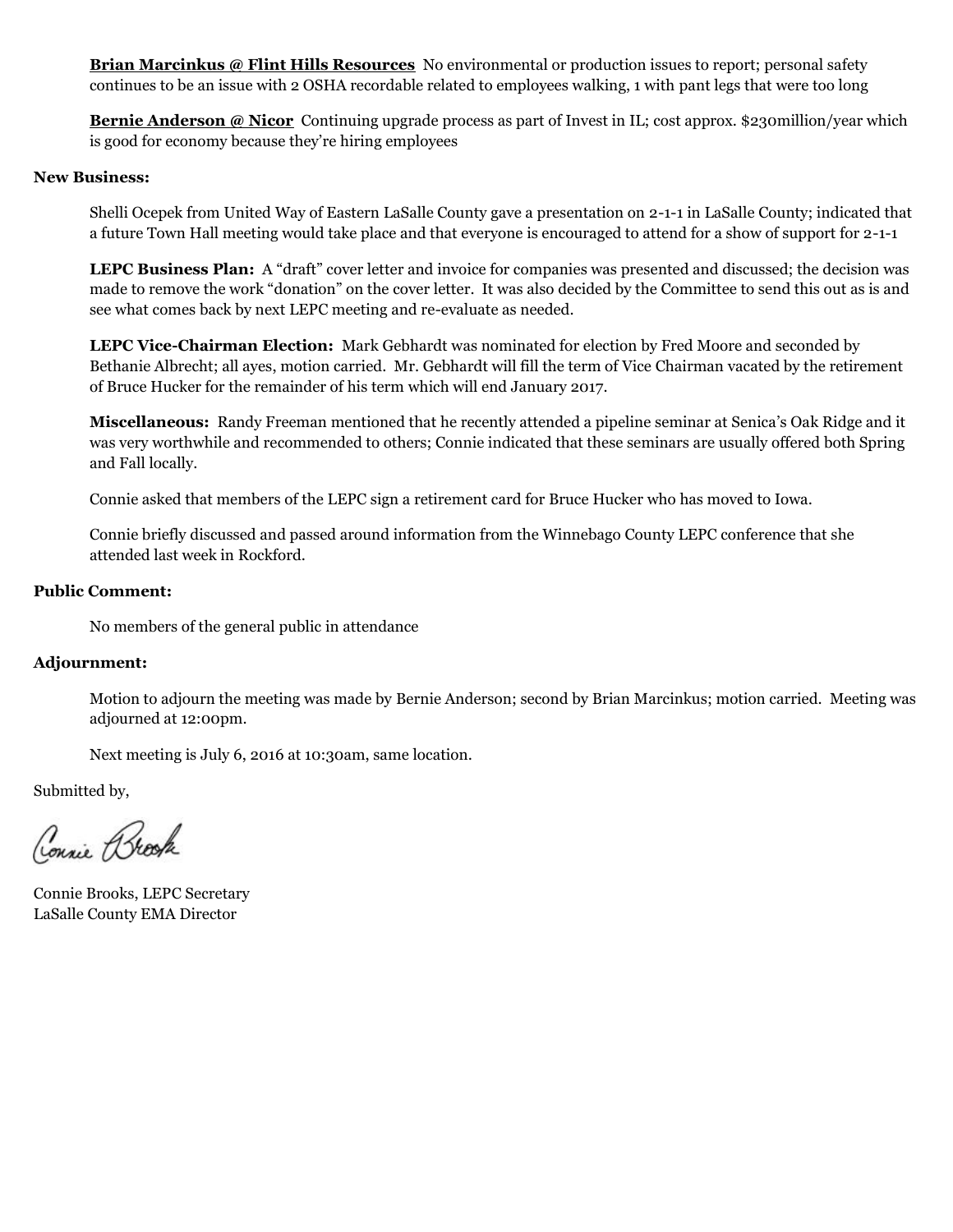**Brian Marcinkus @ Flint Hills Resources** No environmental or production issues to report; personal safety continues to be an issue with 2 OSHA recordable related to employees walking, 1 with pant legs that were too long

**Bernie Anderson @ Nicor** Continuing upgrade process as part of Invest in IL; cost approx. $230million/year which is good for economy because they're hiring employees

**New Business:**

Shelli Ocepek from United Way of Eastern LaSalle County gave a presentation on 2-1-1 in LaSalle County; indicated that a future Town Hall meeting would take place and that everyone is encouraged to attend for a show of support for 2-1-1

**LEPC Business Plan:** A "draft" cover letter and invoice for companies was presented and discussed; the decision was made to remove the work "donation" on the cover letter. It was also decided by the Committee to send this out as is and see what comes back by next LEPC meeting and re-evaluate as needed.

**LEPC Vice-Chairman Election:** Mark Gebhardt was nominated for election by Fred Moore and seconded by Bethanie Albrecht; all ayes, motion carried. Mr. Gebhardt will fill the term of Vice Chairman vacated by the retirement of Bruce Hucker for the remainder of his term which will end January 2017.

**Miscellaneous:** Randy Freeman mentioned that he recently attended a pipeline seminar at Senica's Oak Ridge and it was very worthwhile and recommended to others; Connie indicated that these seminars are usually offered both Spring and Fall locally.

Connie asked that members of the LEPC sign a retirement card for Bruce Hucker who has moved to Iowa.

Connie briefly discussed and passed around information from the Winnebago County LEPC conference that she attended last week in Rockford.

**Public Comment:**

No members of the general public in attendance

**Adjournment:**

Motion to adjourn the meeting was made by Bernie Anderson; second by Brian Marcinkus; motion carried. Meeting was adjourned at 12:00pm.

Next meeting is July 6, 2016 at 10:30am, same location.

Submitted by,

Connie Brook

Connie Brooks, LEPC Secretary
LaSalle County EMA Director